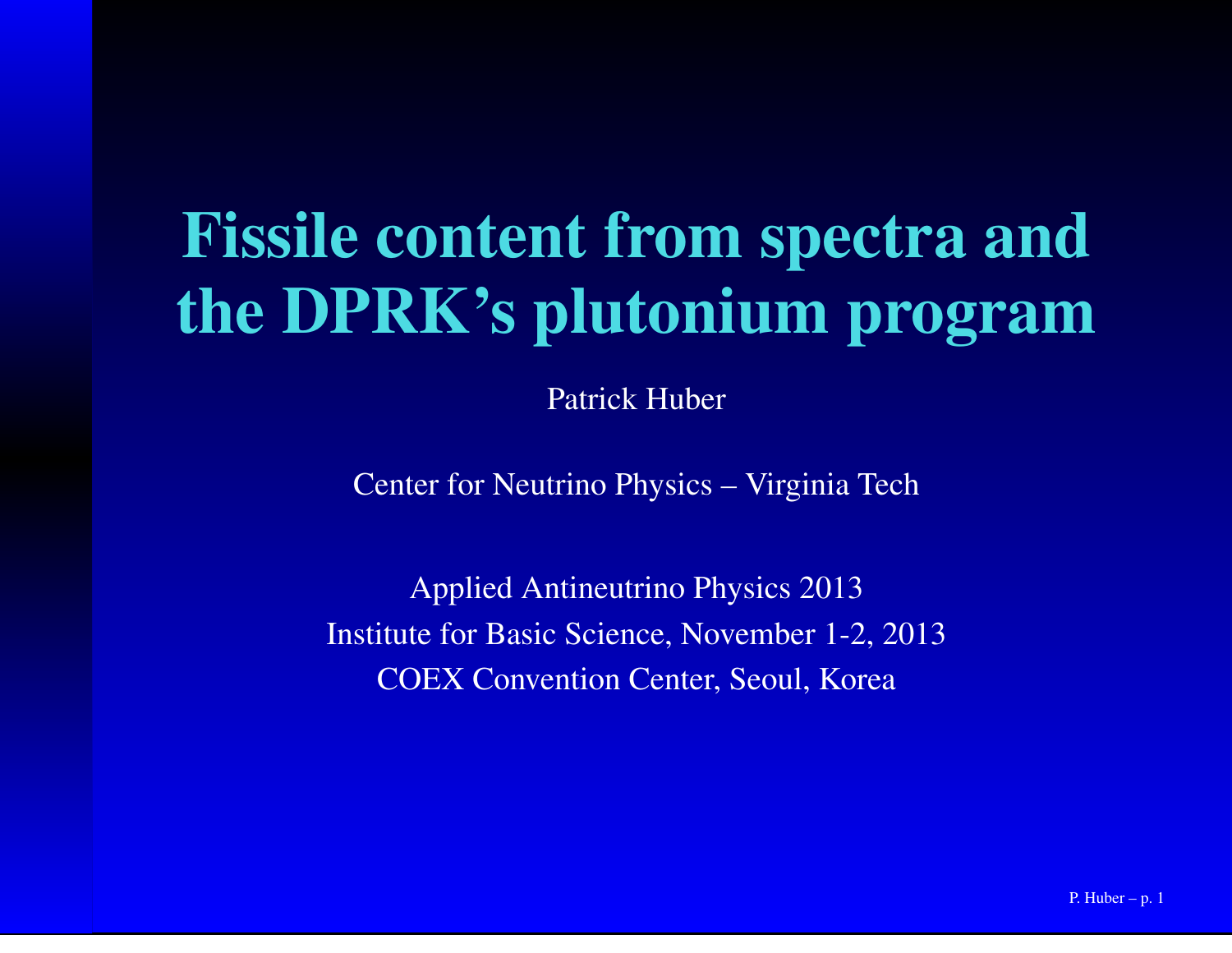# Fissile content from spectra and the DPRK's plutonium program

Patrick Huber

Center for Neutrino Physics – Virginia Tech

Applied Antineutrino Physics 2013
Institute for Basic Science, November 1-2, 2013
COEX Convention Center, Seoul, Korea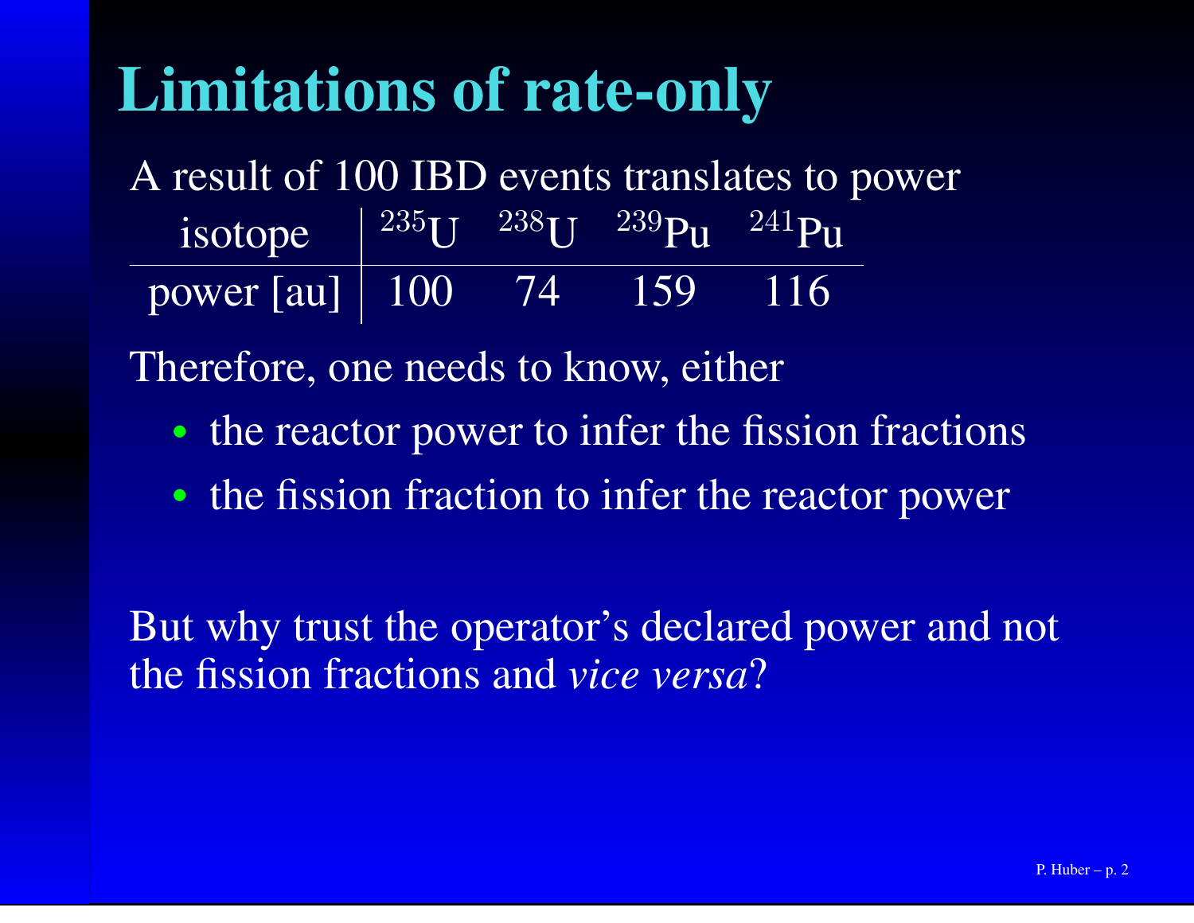# Limitations of rate-only

A result of 100 IBD events translates to power

| isotope | $^{235}$U | $^{238}$U | $^{239}$Pu | $^{241}$Pu |
|---|---|---|---|---|
| power [au] | 100 | 74 | 159 | 116 |

Therefore, one needs to know, either

- the reactor power to infer the fission fractions
- the fission fraction to infer the reactor power

But why trust the operator's declared power and not the fission fractions and *vice versa*?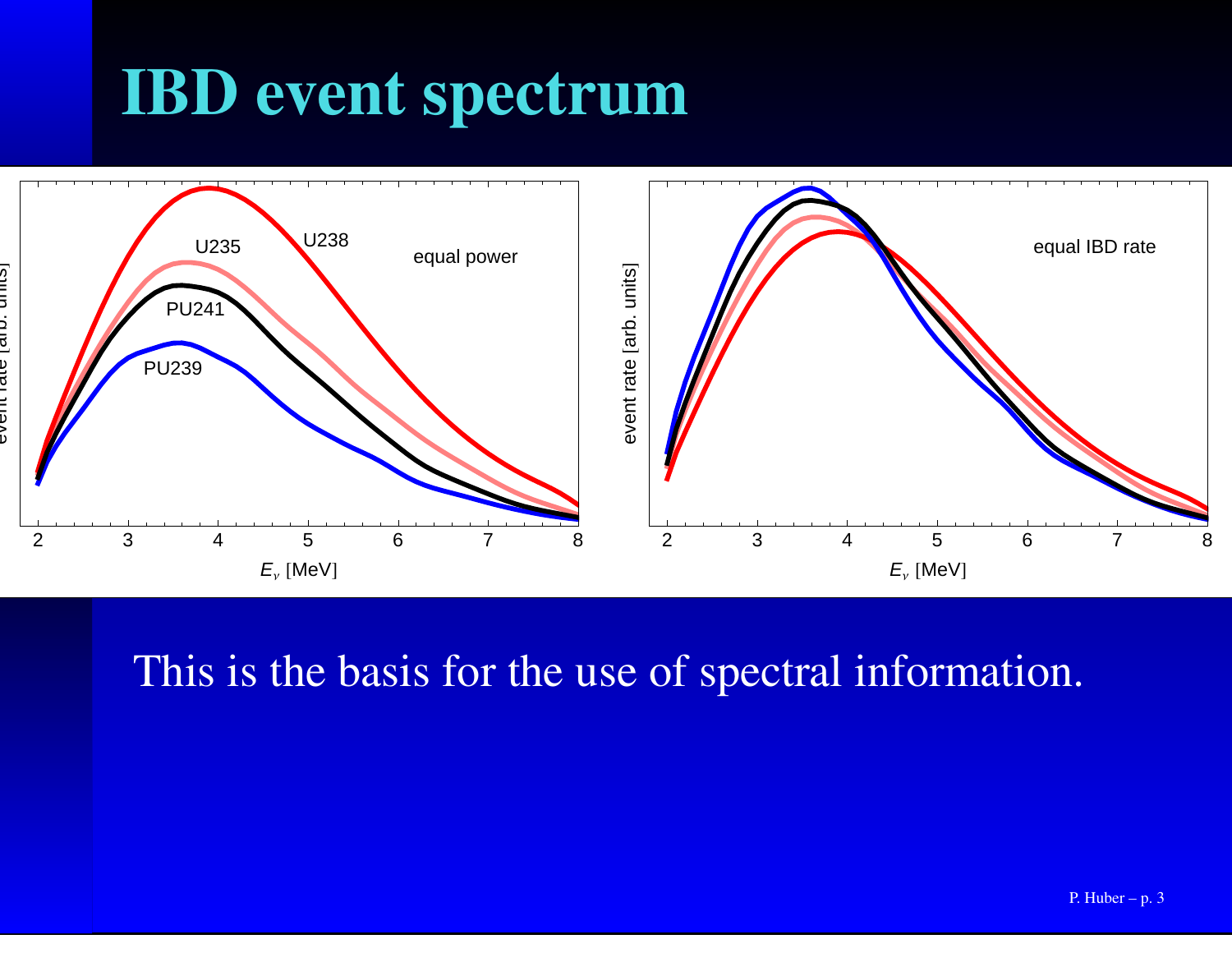# IBD event spectrum

This is the basis for the use of spectral information.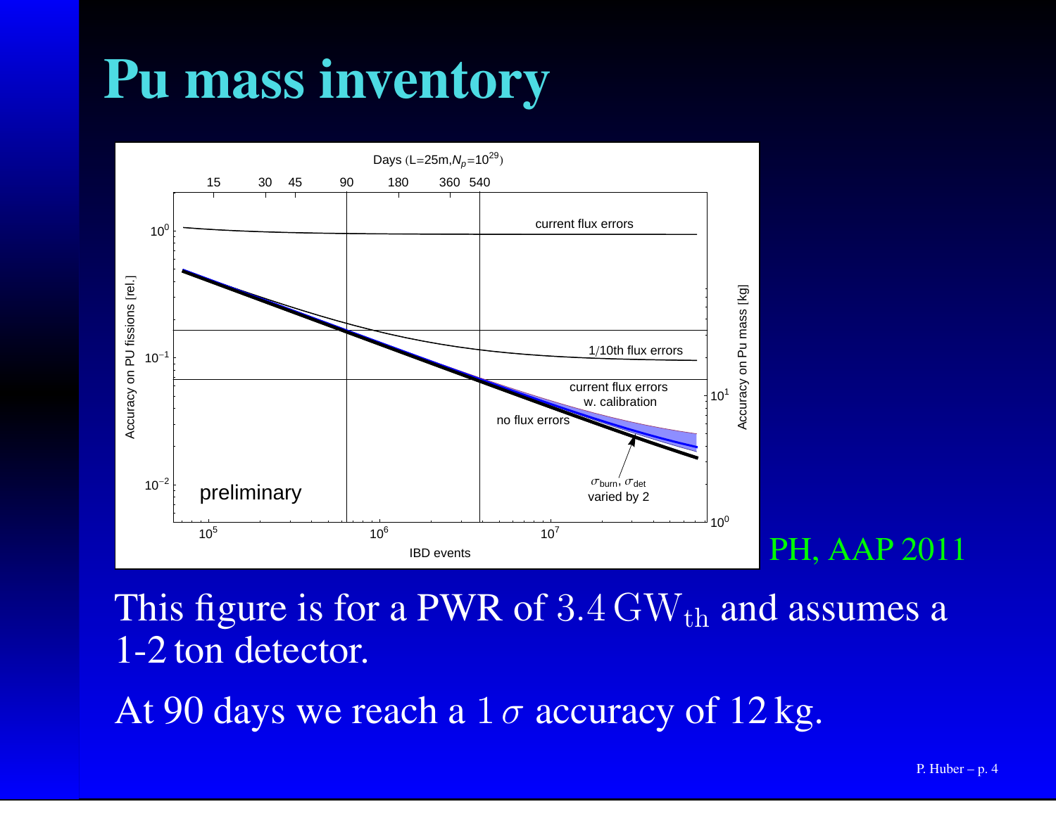# Pu mass inventory

PH, AAP 2011

This figure is for a PWR of $3.4\,\mathrm{GW_{th}}$ and assumes a 1-2 ton detector.

At 90 days we reach a $1\,\sigma$ accuracy of 12 kg.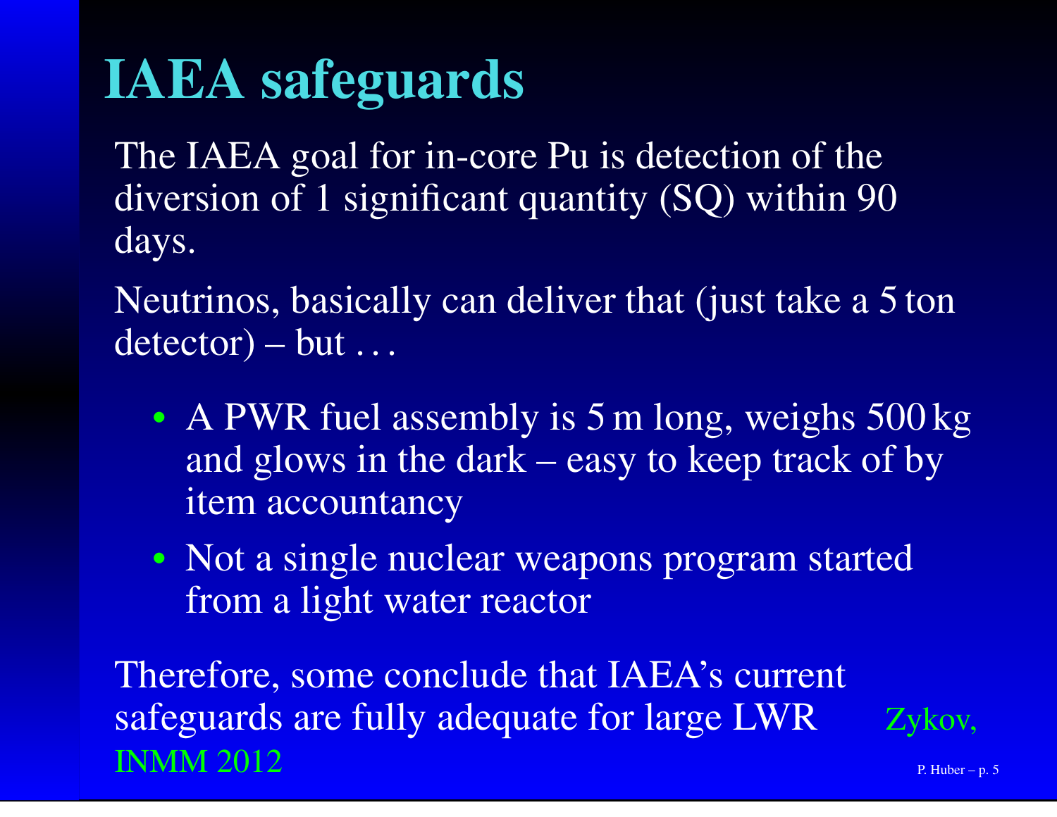# IAEA safeguards

The IAEA goal for in-core Pu is detection of the diversion of 1 significant quantity (SQ) within 90 days.

Neutrinos, basically can deliver that (just take a 5 ton detector) – but …

- A PWR fuel assembly is 5 m long, weighs 500 kg and glows in the dark – easy to keep track of by item accountancy
- Not a single nuclear weapons program started from a light water reactor

Therefore, some conclude that IAEA's current safeguards are fully adequate for large LWR Zykov, INMM 2012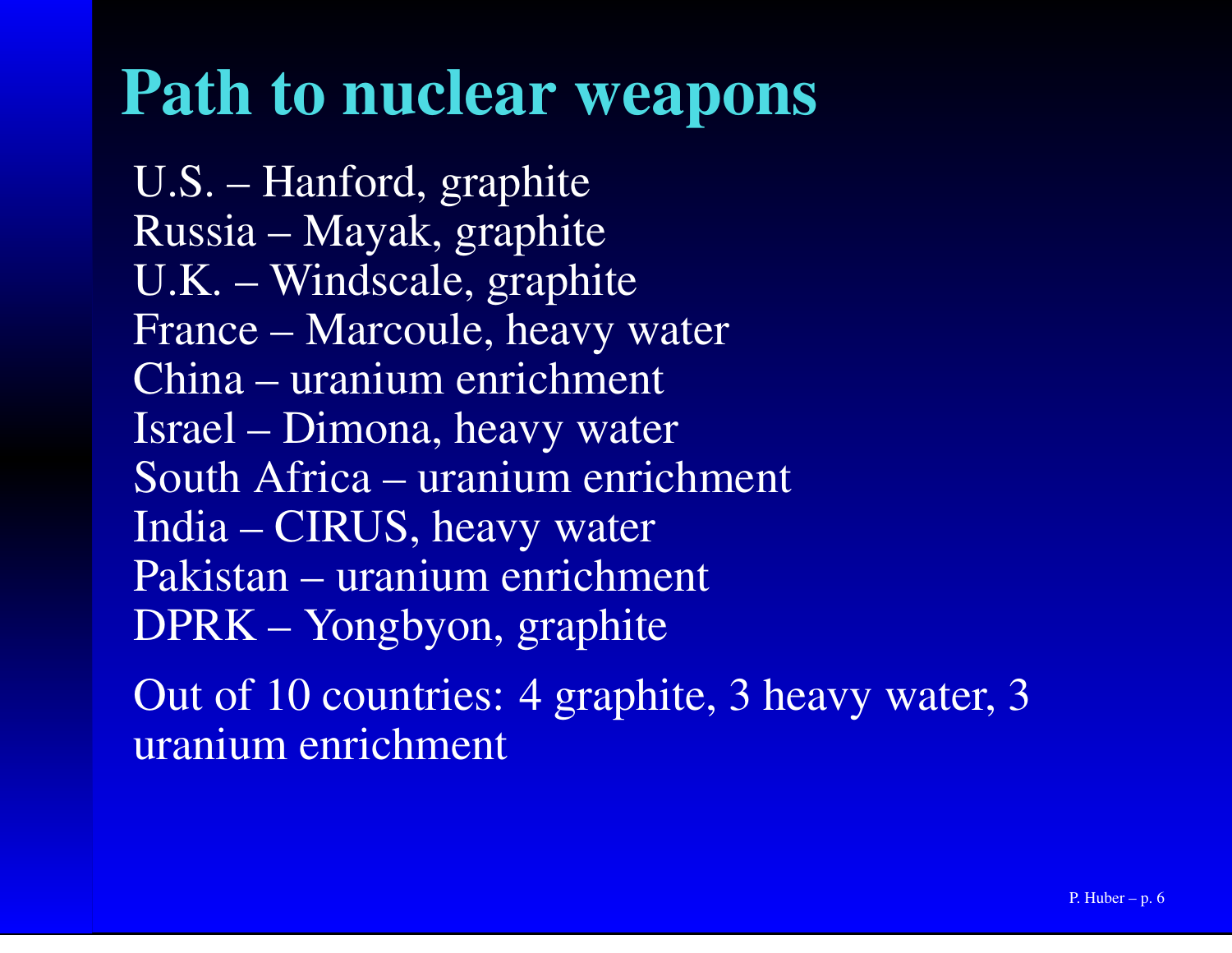# Path to nuclear weapons

U.S. – Hanford, graphite
Russia – Mayak, graphite
U.K. – Windscale, graphite
France – Marcoule, heavy water
China – uranium enrichment
Israel – Dimona, heavy water
South Africa – uranium enrichment
India – CIRUS, heavy water
Pakistan – uranium enrichment
DPRK – Yongbyon, graphite

Out of 10 countries: 4 graphite, 3 heavy water, 3 uranium enrichment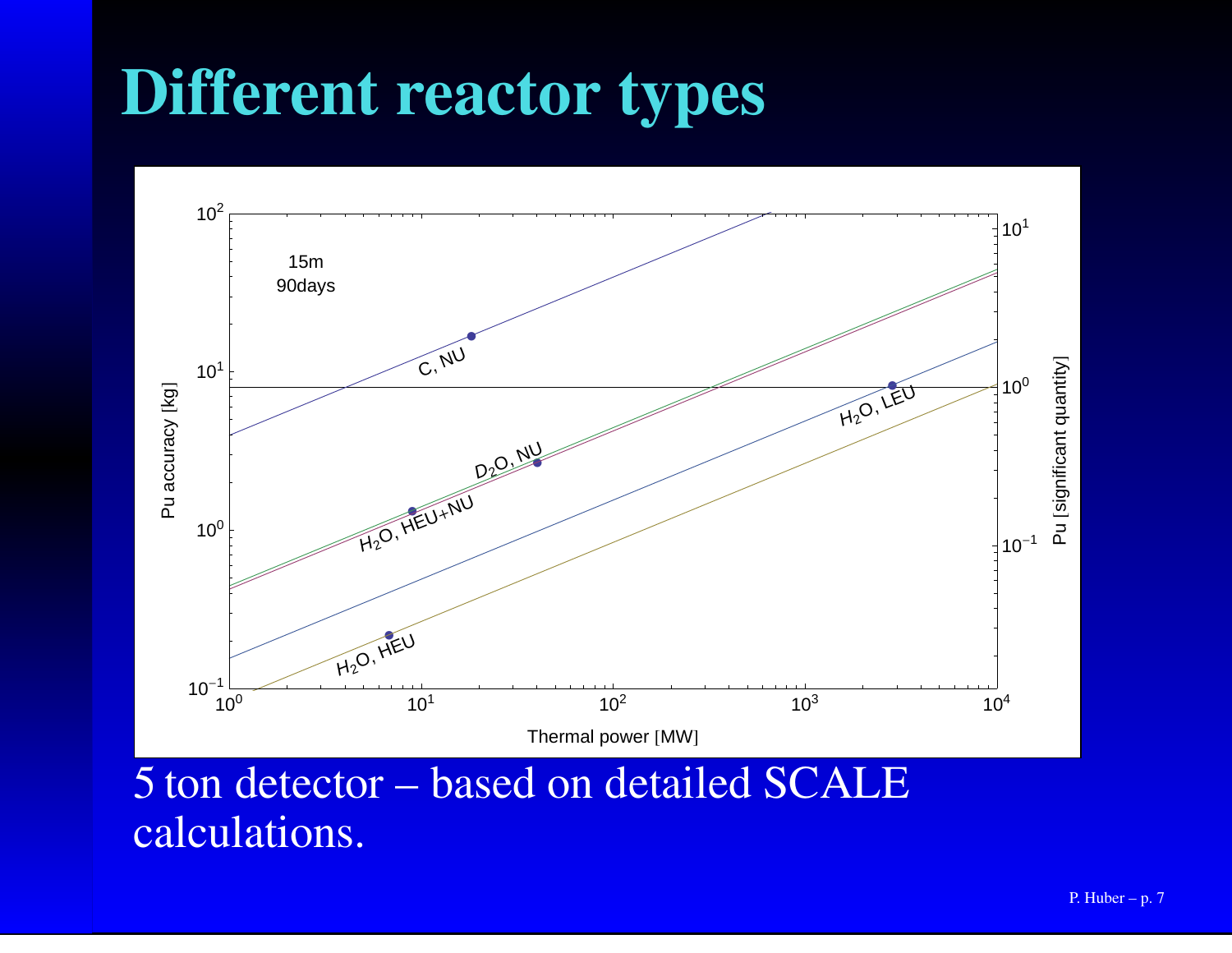# Different reactor types

5 ton detector – based on detailed SCALE calculations.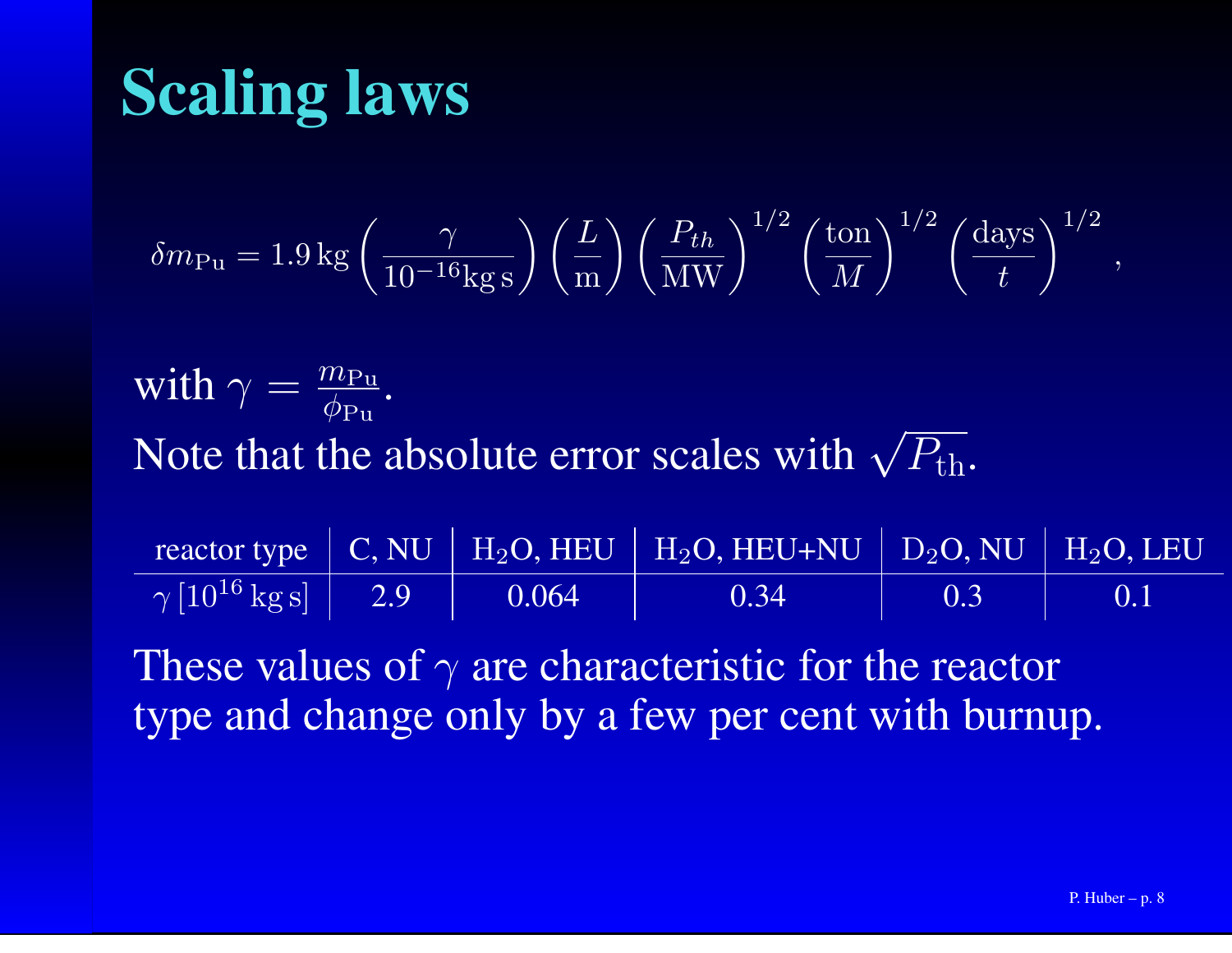# Scaling laws

$$\delta m_{\mathrm{Pu}} = 1.9\,\mathrm{kg}\left(\frac{\gamma}{10^{-16}\mathrm{kg\,s}}\right)\left(\frac{L}{\mathrm{m}}\right)\left(\frac{P_{th}}{\mathrm{MW}}\right)^{1/2}\left(\frac{\mathrm{ton}}{M}\right)^{1/2}\left(\frac{\mathrm{days}}{t}\right)^{1/2},$$

with $\gamma = \frac{m_{\mathrm{Pu}}}{\phi_{\mathrm{Pu}}}$.

Note that the absolute error scales with $\sqrt{P_{\mathrm{th}}}$.

| reactor type | C, NU | $H_2O$, HEU | $H_2O$, HEU+NU | $D_2O$, NU | $H_2O$, LEU |
|---|---|---|---|---|---|
| $\gamma\,[10^{16}\,\mathrm{kg\,s}]$ | 2.9 | 0.064 | 0.34 | 0.3 | 0.1 |

These values of $\gamma$ are characteristic for the reactor type and change only by a few per cent with burnup.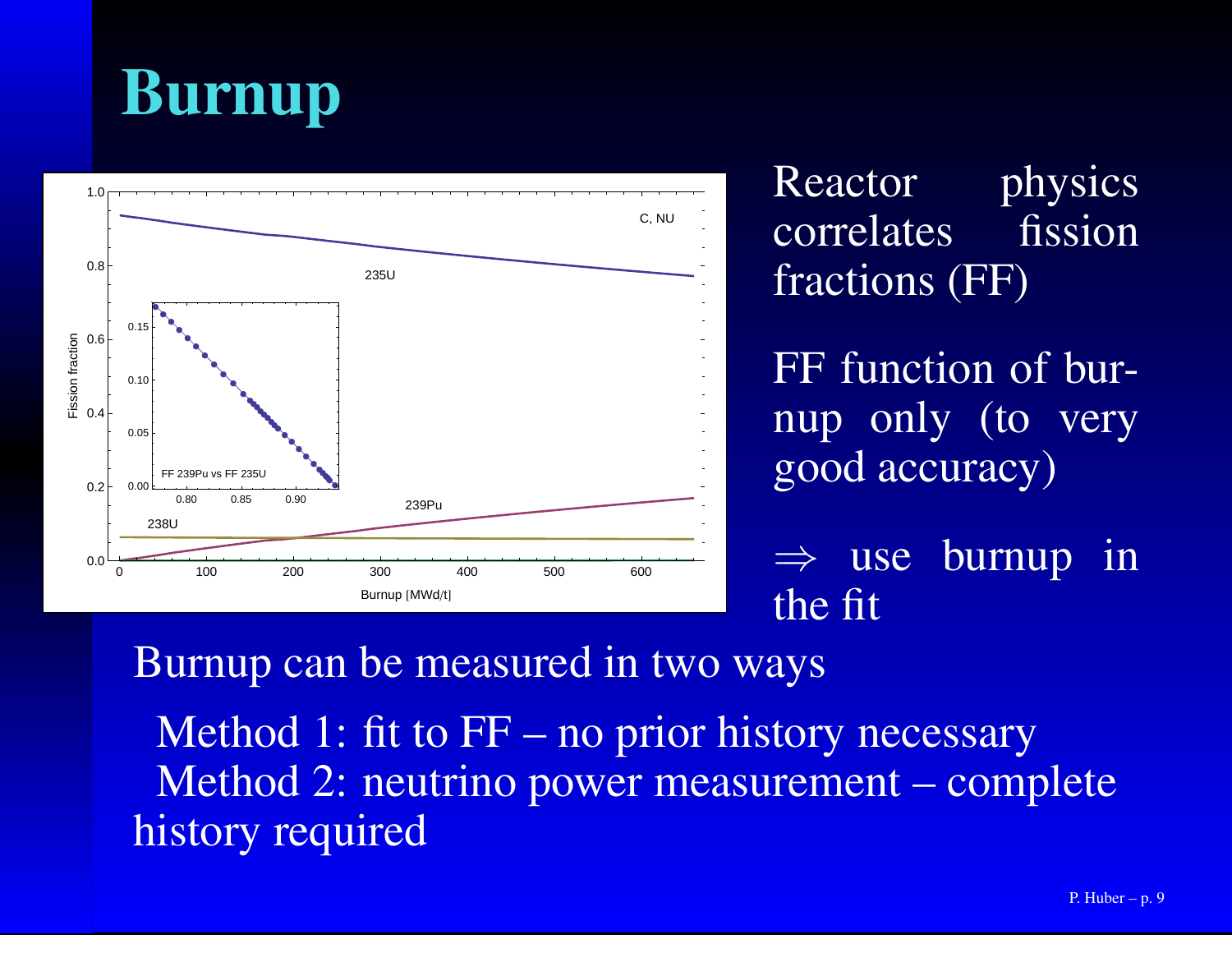# Burnup

Reactor physics correlates fission fractions (FF)

FF function of burnup only (to very good accuracy)

$\Rightarrow$ use burnup in the fit

Burnup can be measured in two ways

Method 1: fit to FF – no prior history necessary

Method 2: neutrino power measurement – complete history required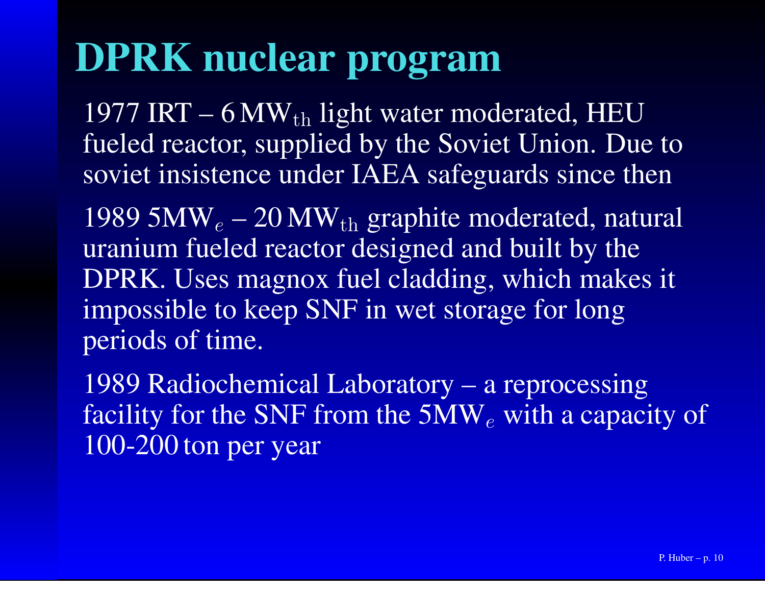# DPRK nuclear program

1977 IRT – 6 $\mathrm{MW_{th}}$ light water moderated, HEU fueled reactor, supplied by the Soviet Union. Due to soviet insistence under IAEA safeguards since then

1989 5$\mathrm{MW}_e$ – 20 $\mathrm{MW_{th}}$ graphite moderated, natural uranium fueled reactor designed and built by the DPRK. Uses magnox fuel cladding, which makes it impossible to keep SNF in wet storage for long periods of time.

1989 Radiochemical Laboratory – a reprocessing facility for the SNF from the 5$\mathrm{MW}_e$ with a capacity of 100-200 ton per year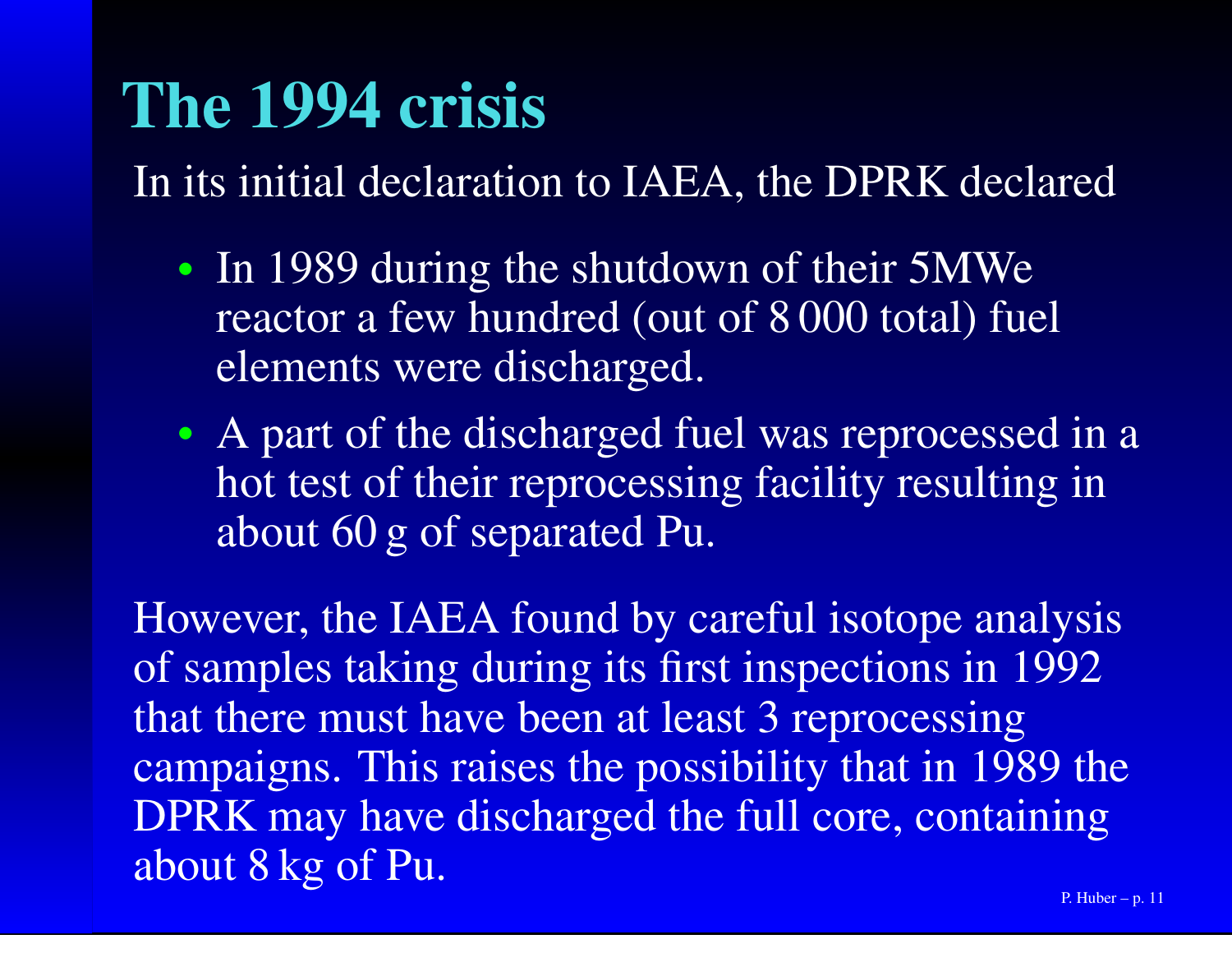# The 1994 crisis

In its initial declaration to IAEA, the DPRK declared

- In 1989 during the shutdown of their 5MWe reactor a few hundred (out of 8 000 total) fuel elements were discharged.
- A part of the discharged fuel was reprocessed in a hot test of their reprocessing facility resulting in about 60 g of separated Pu.

However, the IAEA found by careful isotope analysis of samples taking during its first inspections in 1992 that there must have been at least 3 reprocessing campaigns. This raises the possibility that in 1989 the DPRK may have discharged the full core, containing about 8 kg of Pu.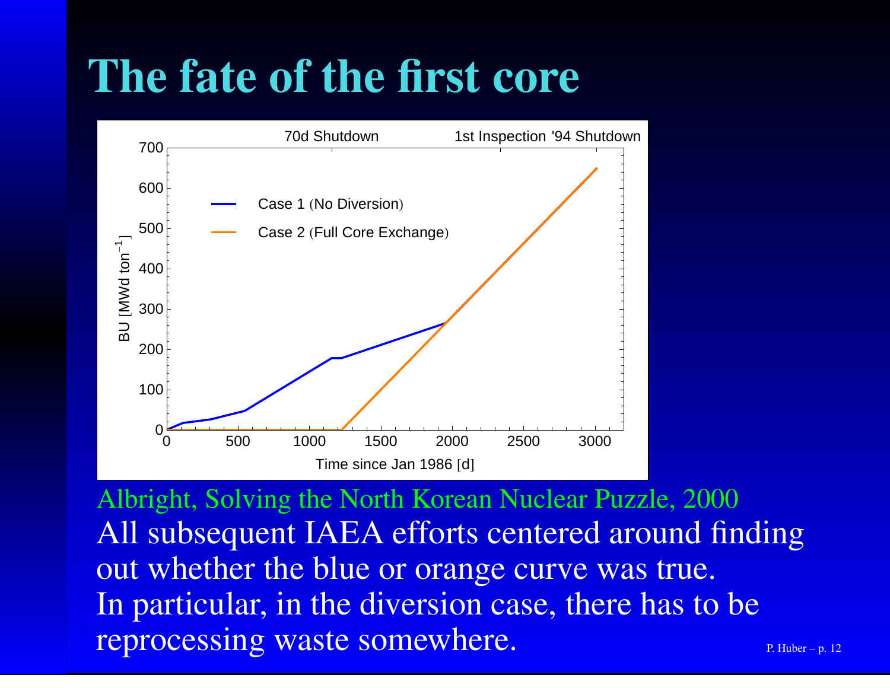# The fate of the first core

Albright, Solving the North Korean Nuclear Puzzle, 2000

All subsequent IAEA efforts centered around finding out whether the blue or orange curve was true.

In particular, in the diversion case, there has to be reprocessing waste somewhere.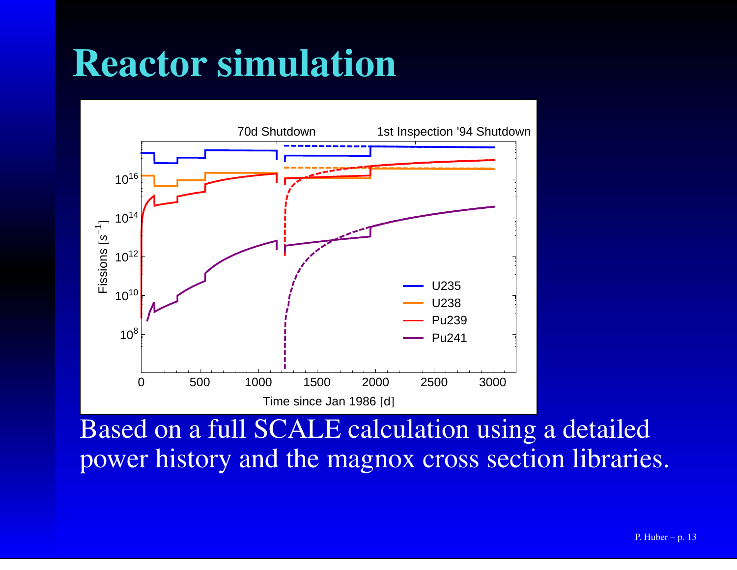# Reactor simulation

Based on a full SCALE calculation using a detailed power history and the magnox cross section libraries.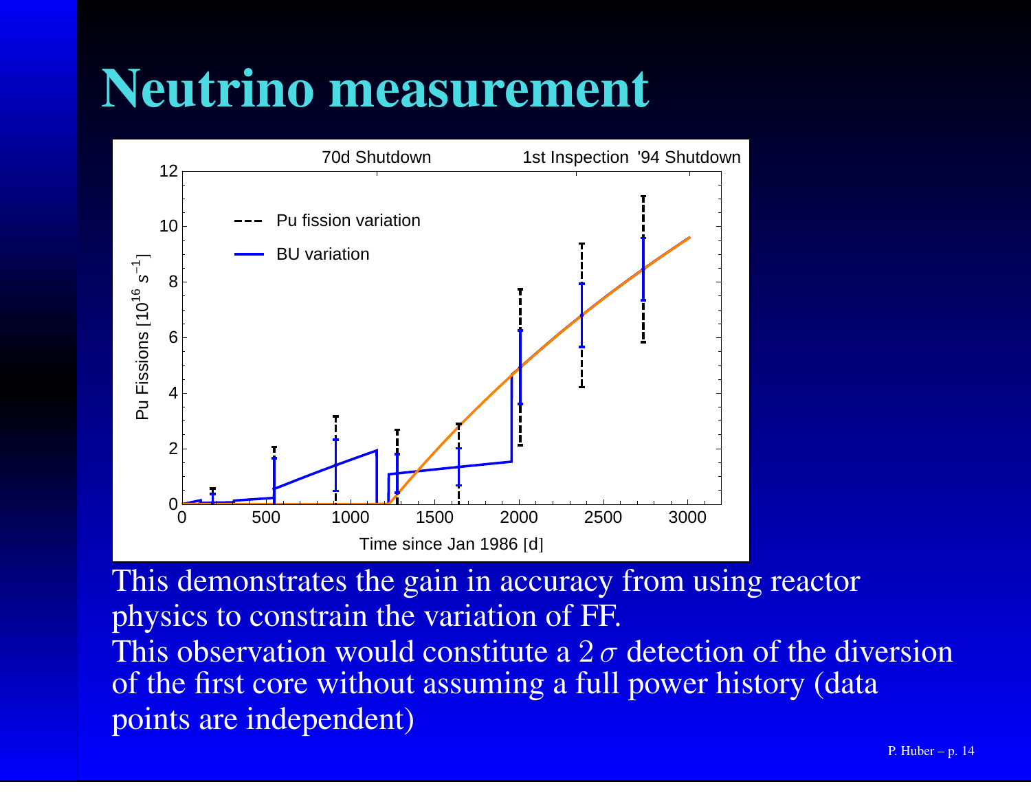# Neutrino measurement

This demonstrates the gain in accuracy from using reactor physics to constrain the variation of FF.

This observation would constitute a $2\,\sigma$ detection of the diversion of the first core without assuming a full power history (data points are independent)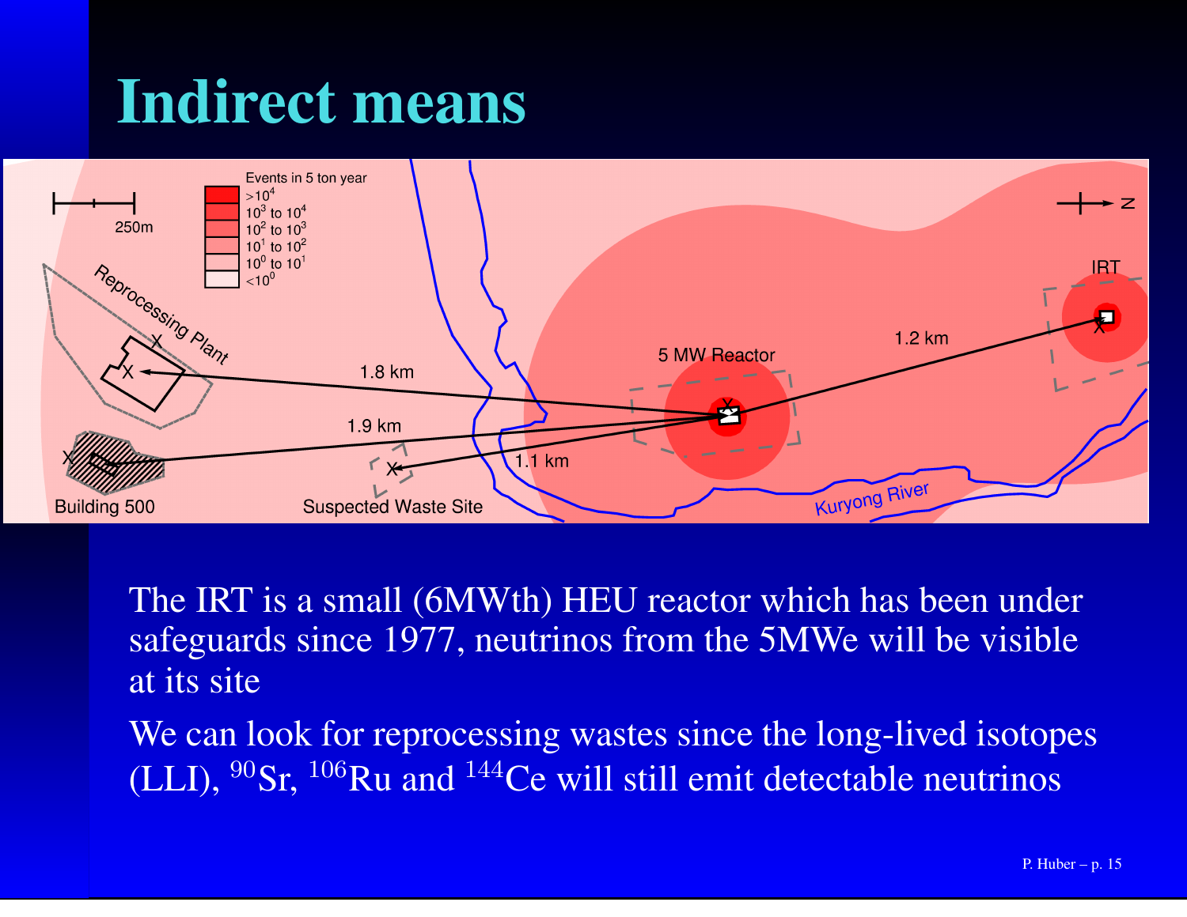# Indirect means

The IRT is a small (6MWth) HEU reactor which has been under safeguards since 1977, neutrinos from the 5MWe will be visible at its site

We can look for reprocessing wastes since the long-lived isotopes (LLI), $^{90}$Sr, $^{106}$Ru and $^{144}$Ce will still emit detectable neutrinos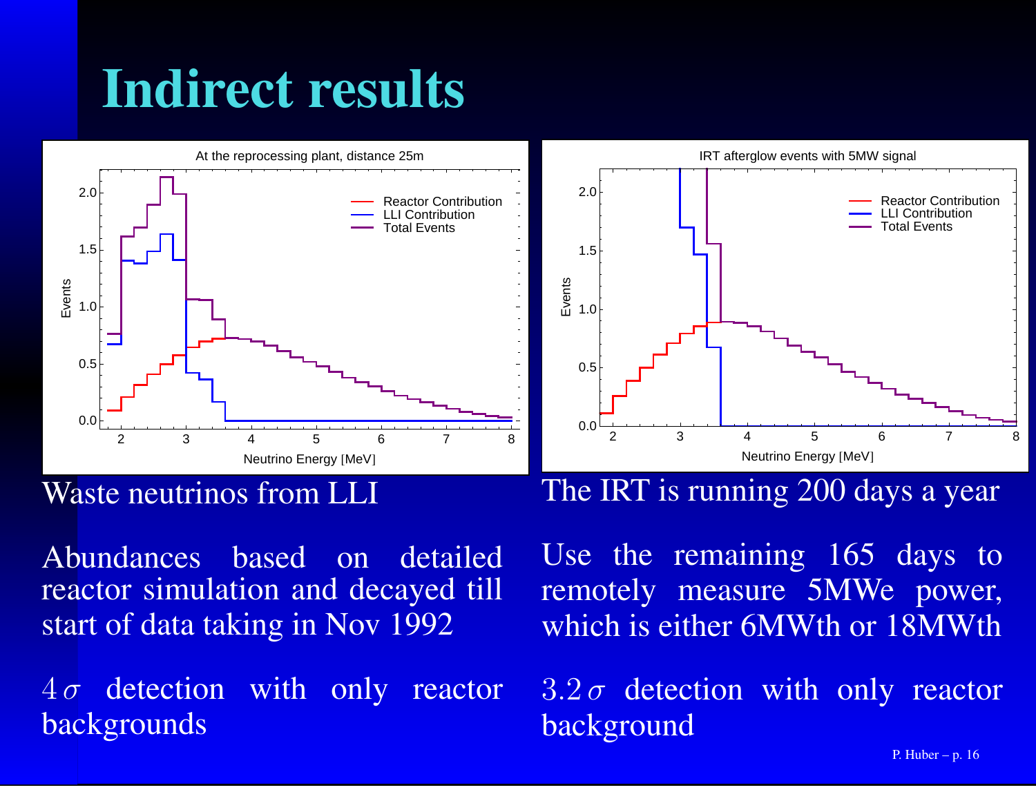# Indirect results

Waste neutrinos from LLI

Abundances based on detailed reactor simulation and decayed till start of data taking in Nov 1992

$4\,\sigma$ detection with only reactor backgrounds

The IRT is running 200 days a year

Use the remaining 165 days to remotely measure 5MWe power, which is either 6MWth or 18MWth

$3.2\,\sigma$ detection with only reactor background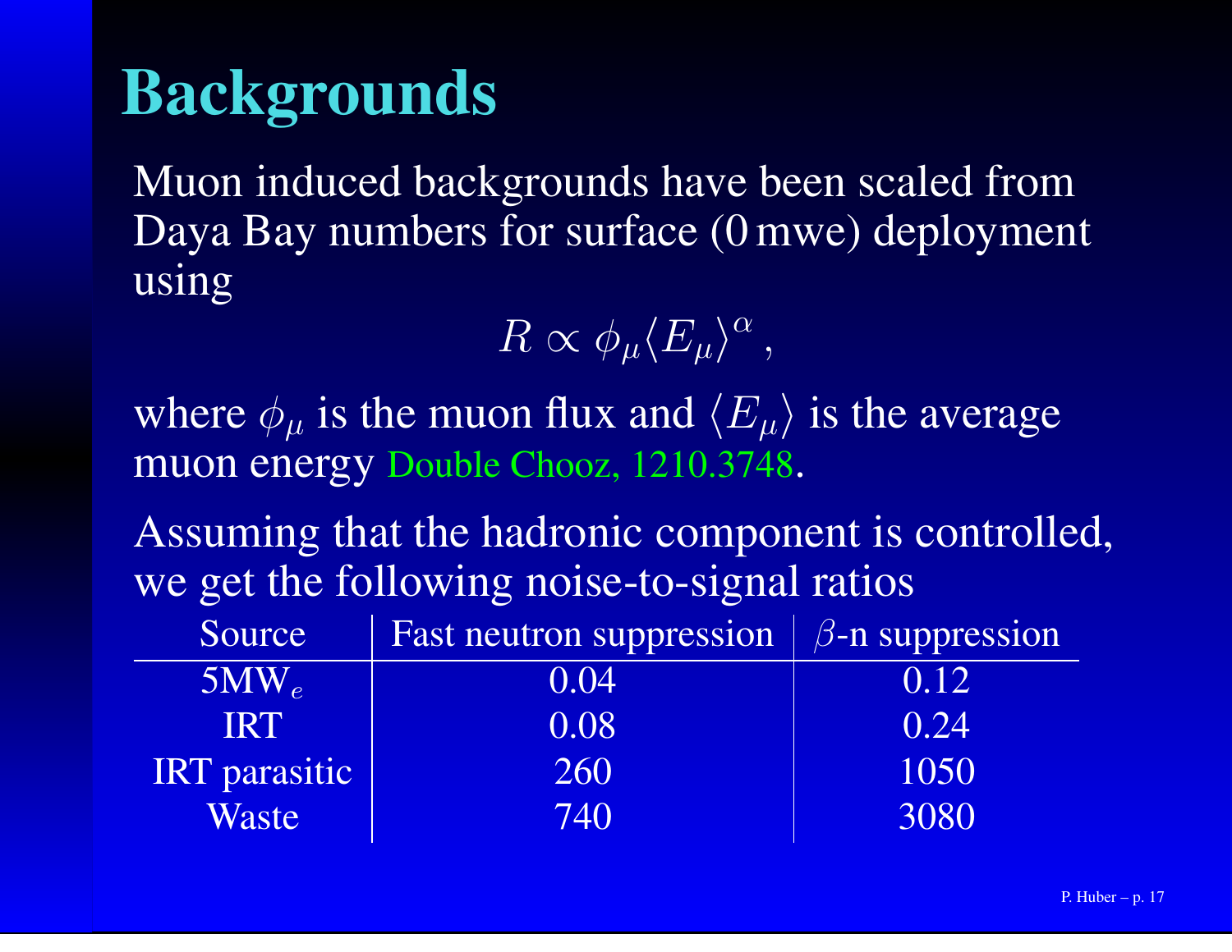# Backgrounds

Muon induced backgrounds have been scaled from Daya Bay numbers for surface (0 mwe) deployment using

$$R \propto \phi_\mu \langle E_\mu \rangle^\alpha \,,$$

where $\phi_\mu$ is the muon flux and $\langle E_\mu \rangle$ is the average muon energy Double Chooz, 1210.3748.

Assuming that the hadronic component is controlled, we get the following noise-to-signal ratios

| Source | Fast neutron suppression | $\beta$-n suppression |
|---|---|---|
| $5\text{MW}_e$ | 0.04 | 0.12 |
| IRT | 0.08 | 0.24 |
| IRT parasitic | 260 | 1050 |
| Waste | 740 | 3080 |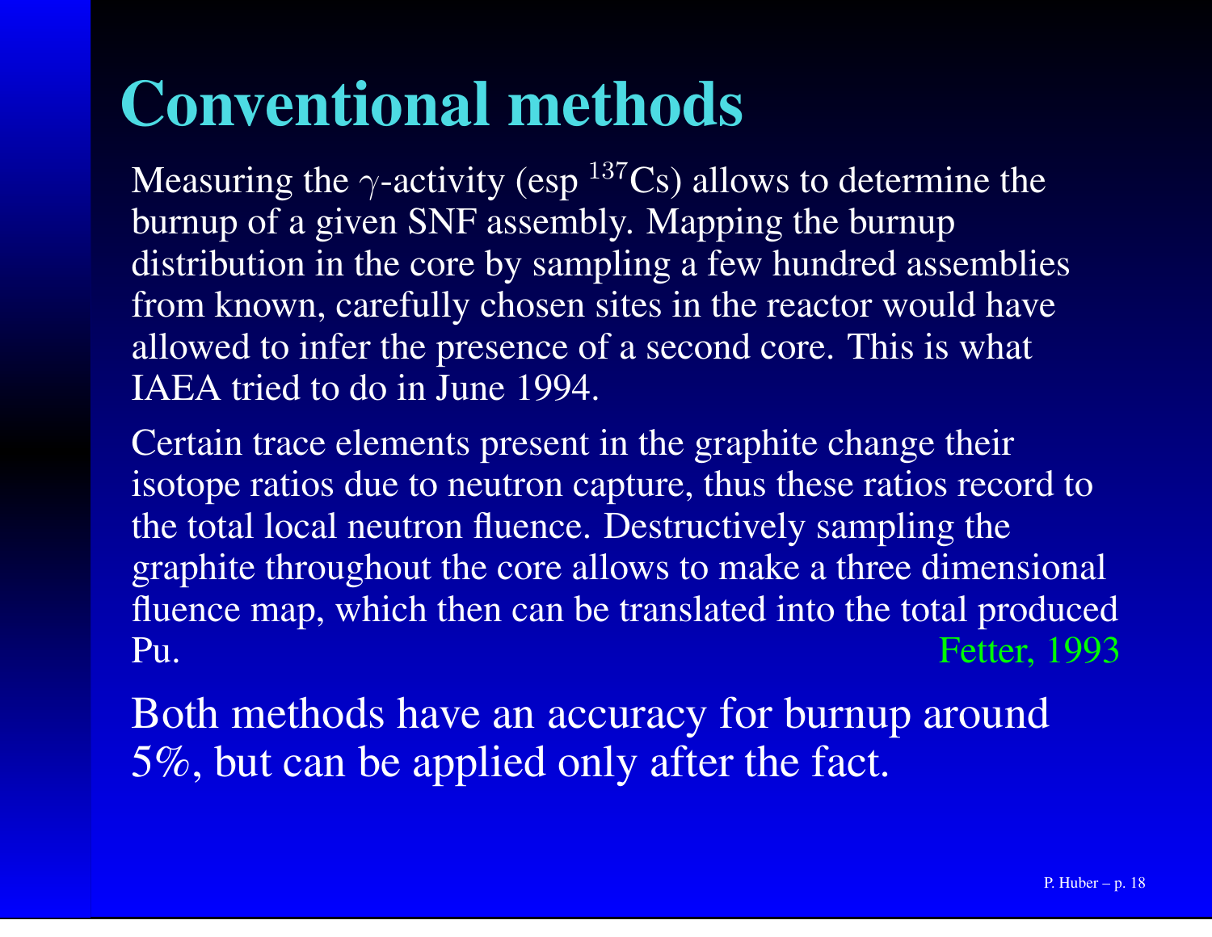# Conventional methods

Measuring the $\gamma$-activity (esp $^{137}$Cs) allows to determine the burnup of a given SNF assembly. Mapping the burnup distribution in the core by sampling a few hundred assemblies from known, carefully chosen sites in the reactor would have allowed to infer the presence of a second core. This is what IAEA tried to do in June 1994.

Certain trace elements present in the graphite change their isotope ratios due to neutron capture, thus these ratios record to the total local neutron fluence. Destructively sampling the graphite throughout the core allows to make a three dimensional fluence map, which then can be translated into the total produced Pu. Fetter, 1993

Both methods have an accuracy for burnup around 5%, but can be applied only after the fact.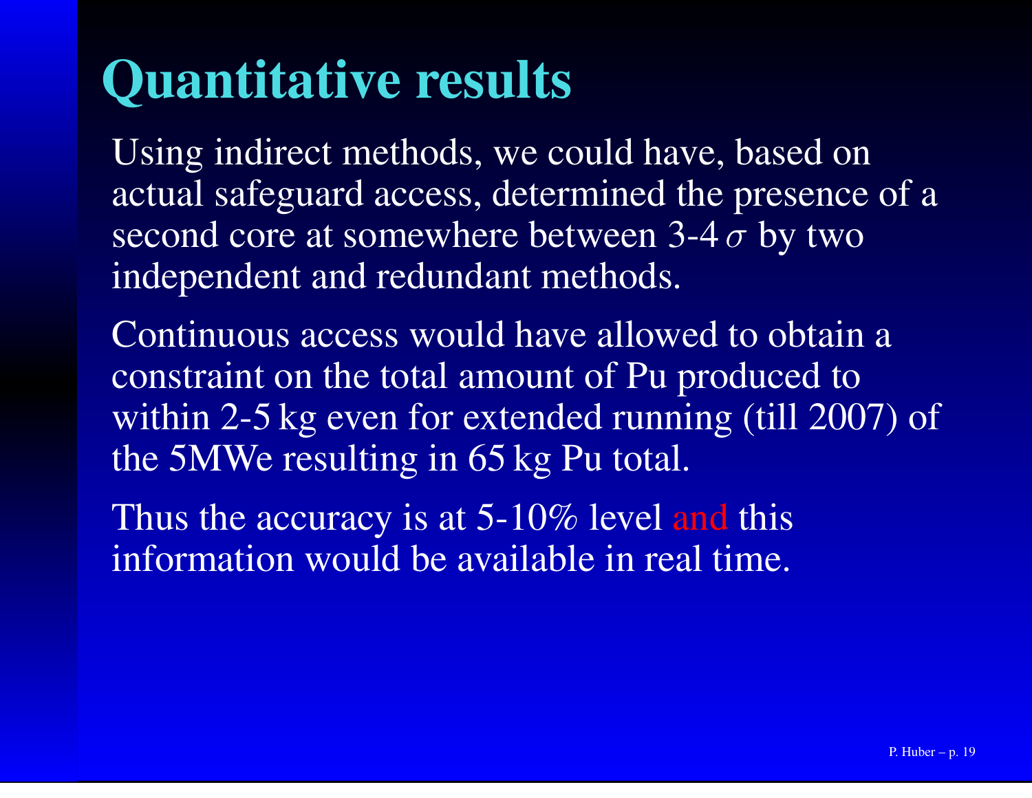# Quantitative results

Using indirect methods, we could have, based on actual safeguard access, determined the presence of a second core at somewhere between 3-4 $\sigma$ by two independent and redundant methods.

Continuous access would have allowed to obtain a constraint on the total amount of Pu produced to within 2-5 kg even for extended running (till 2007) of the 5MWe resulting in 65 kg Pu total.

Thus the accuracy is at 5-10% level and this information would be available in real time.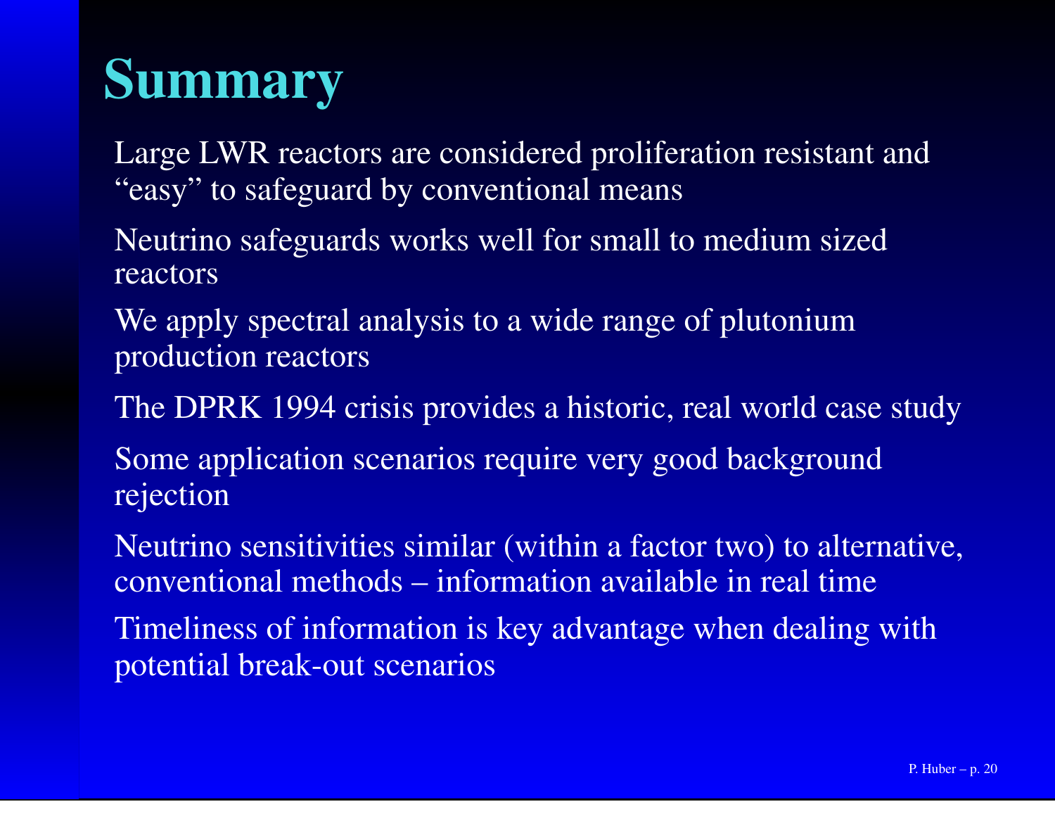# Summary

- Large LWR reactors are considered proliferation resistant and "easy" to safeguard by conventional means
- Neutrino safeguards works well for small to medium sized reactors
- We apply spectral analysis to a wide range of plutonium production reactors
- The DPRK 1994 crisis provides a historic, real world case study
- Some application scenarios require very good background rejection
- Neutrino sensitivities similar (within a factor two) to alternative, conventional methods – information available in real time
- Timeliness of information is key advantage when dealing with potential break-out scenarios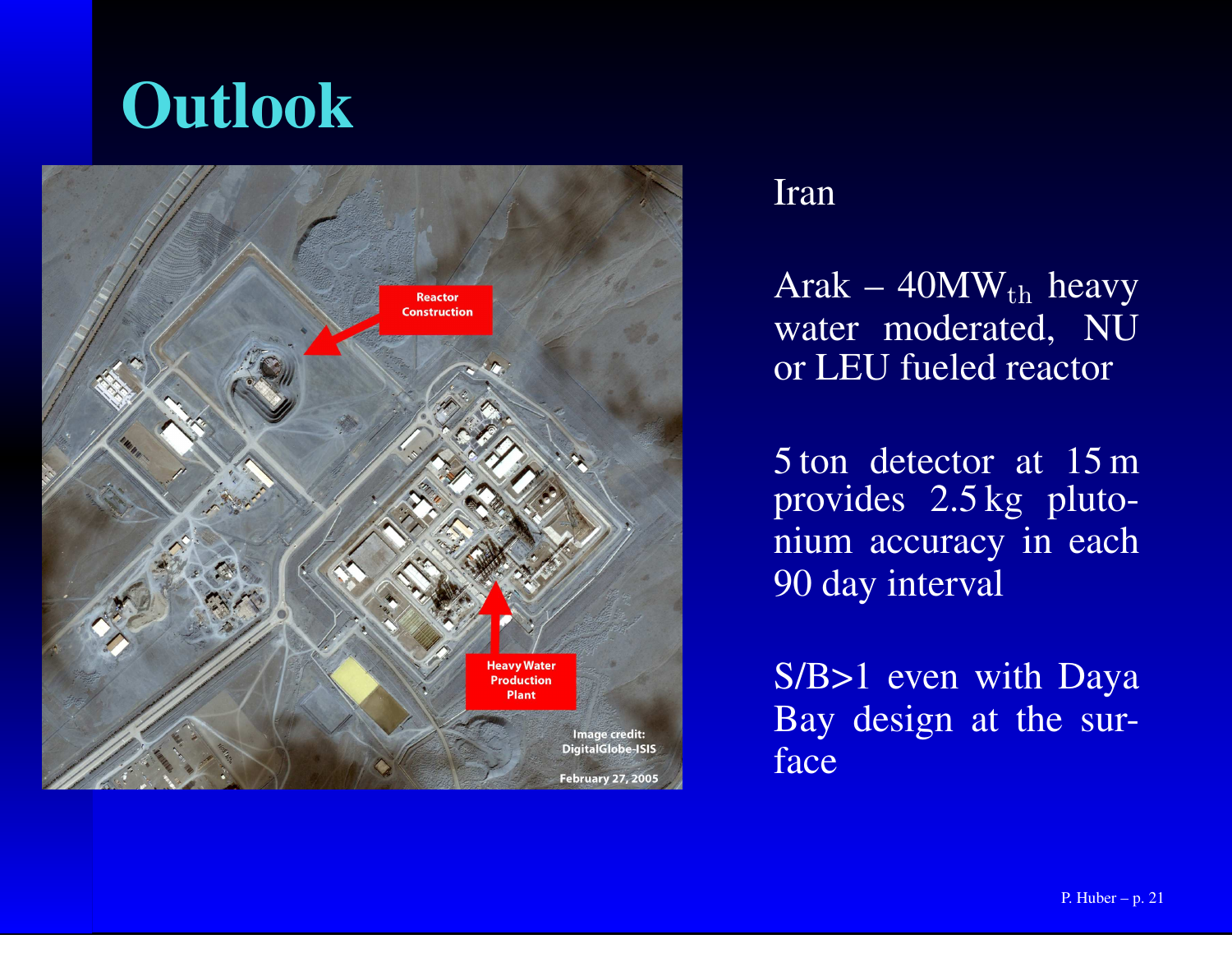# Outlook

Reactor Construction

Heavy Water Production Plant

Image credit: DigitalGlobe-ISIS

February 27, 2005

Iran

Arak – 40MW$_{\rm th}$ heavy water moderated, NU or LEU fueled reactor

5 ton detector at 15 m provides 2.5 kg plutonium accuracy in each 90 day interval

S/B>1 even with Daya Bay design at the surface